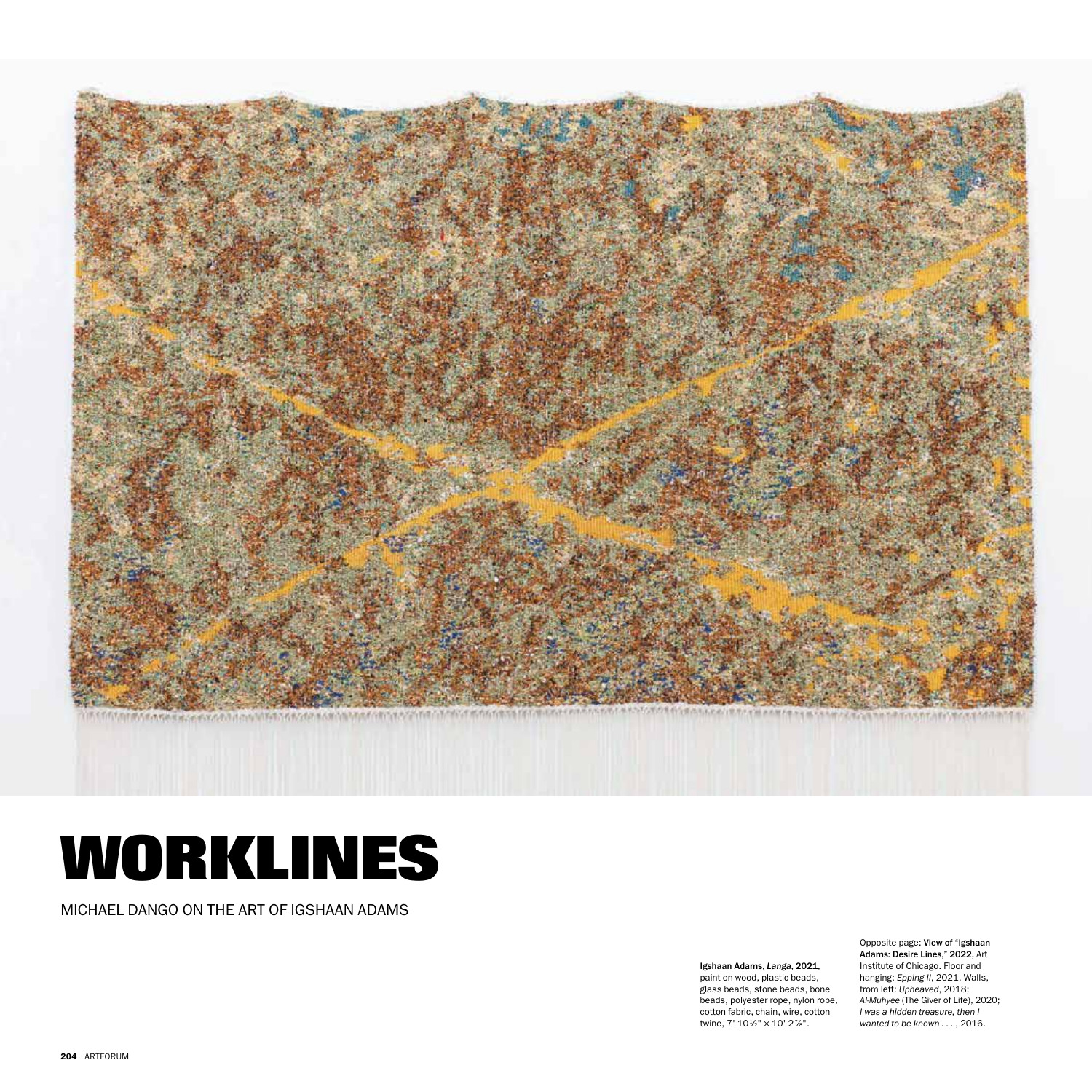# WORKLINES

MICHAEL DANGO ON THE ART OF IGSHAAN ADAMS

**Igshaan Adams, *Langa*, 2021,** paint on wood, plastic beads, glass beads, stone beads, bone beads, polyester rope, nylon rope, cotton fabric, chain, wire, cotton twine, 7' 10½" × 10' 2⅞".

Opposite page: **View of "Igshaan Adams: Desire Lines," 2022,** Art Institute of Chicago. Floor and hanging: *Epping II*, 2021. Walls, from left: *Upheaved*, 2018; *Al-Muhyee* (The Giver of Life), 2020; *I was a hidden treasure, then I wanted to be known . . .* , 2016.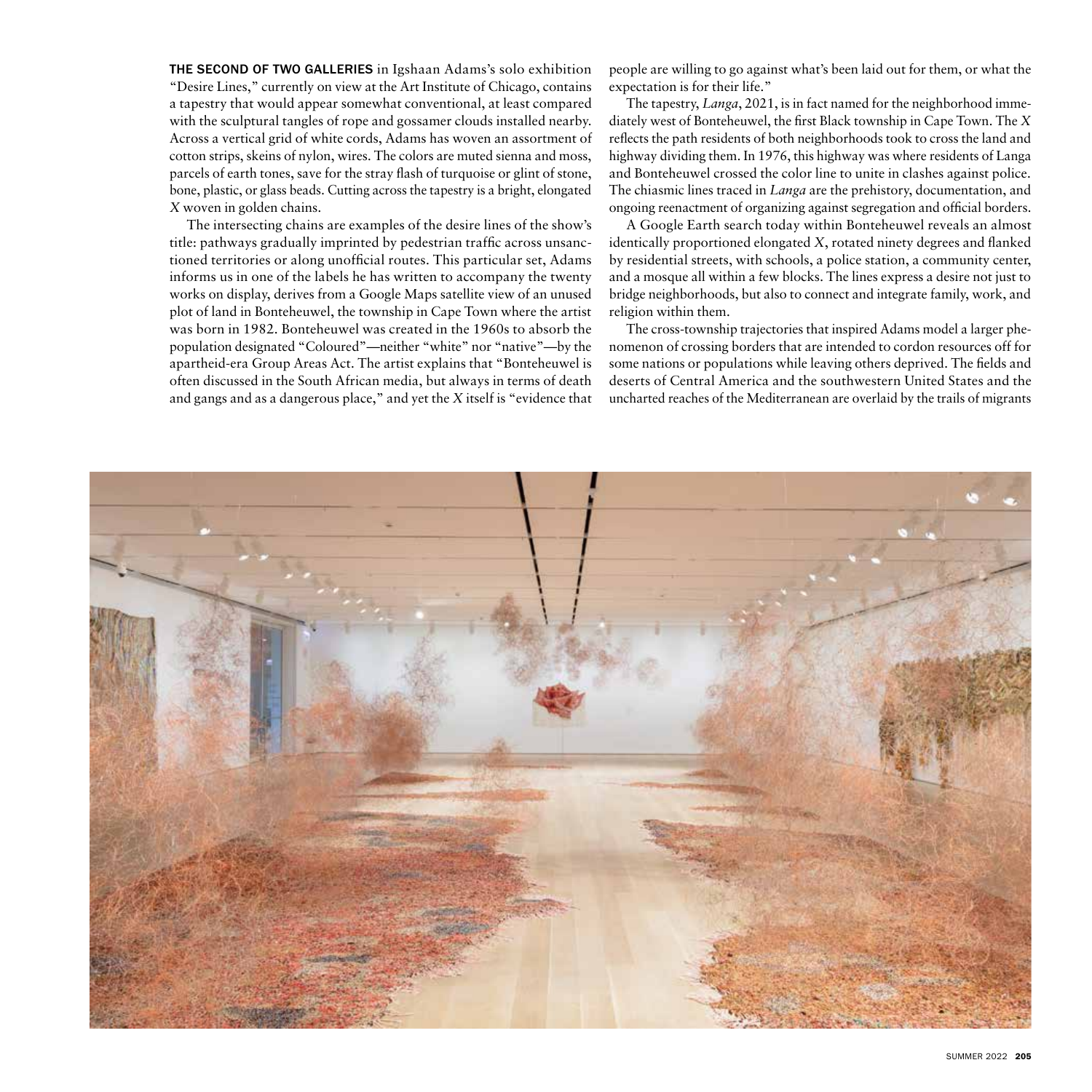**THE SECOND OF TWO GALLERIES** in Igshaan Adams's solo exhibition "Desire Lines," currently on view at the Art Institute of Chicago, contains a tapestry that would appear somewhat conventional, at least compared with the sculptural tangles of rope and gossamer clouds installed nearby. Across a vertical grid of white cords, Adams has woven an assortment of cotton strips, skeins of nylon, wires. The colors are muted sienna and moss, parcels of earth tones, save for the stray flash of turquoise or glint of stone, bone, plastic, or glass beads. Cutting across the tapestry is a bright, elongated *X* woven in golden chains.

The intersecting chains are examples of the desire lines of the show's title: pathways gradually imprinted by pedestrian traffic across unsanctioned territories or along unofficial routes. This particular set, Adams informs us in one of the labels he has written to accompany the twenty works on display, derives from a Google Maps satellite view of an unused plot of land in Bonteheuwel, the township in Cape Town where the artist was born in 1982. Bonteheuwel was created in the 1960s to absorb the population designated "Coloured"—neither "white" nor "native"—by the apartheid-era Group Areas Act. The artist explains that "Bonteheuwel is often discussed in the South African media, but always in terms of death and gangs and as a dangerous place," and yet the *X* itself is "evidence that people are willing to go against what's been laid out for them, or what the expectation is for their life."

The tapestry, *Langa*, 2021, is in fact named for the neighborhood immediately west of Bonteheuwel, the first Black township in Cape Town. The *X* reflects the path residents of both neighborhoods took to cross the land and highway dividing them. In 1976, this highway was where residents of Langa and Bonteheuwel crossed the color line to unite in clashes against police. The chiasmic lines traced in *Langa* are the prehistory, documentation, and ongoing reenactment of organizing against segregation and official borders.

A Google Earth search today within Bonteheuwel reveals an almost identically proportioned elongated *X*, rotated ninety degrees and flanked by residential streets, with schools, a police station, a community center, and a mosque all within a few blocks. The lines express a desire not just to bridge neighborhoods, but also to connect and integrate family, work, and religion within them.

The cross-township trajectories that inspired Adams model a larger phenomenon of crossing borders that are intended to cordon resources off for some nations or populations while leaving others deprived. The fields and deserts of Central America and the southwestern United States and the uncharted reaches of the Mediterranean are overlaid by the trails of migrants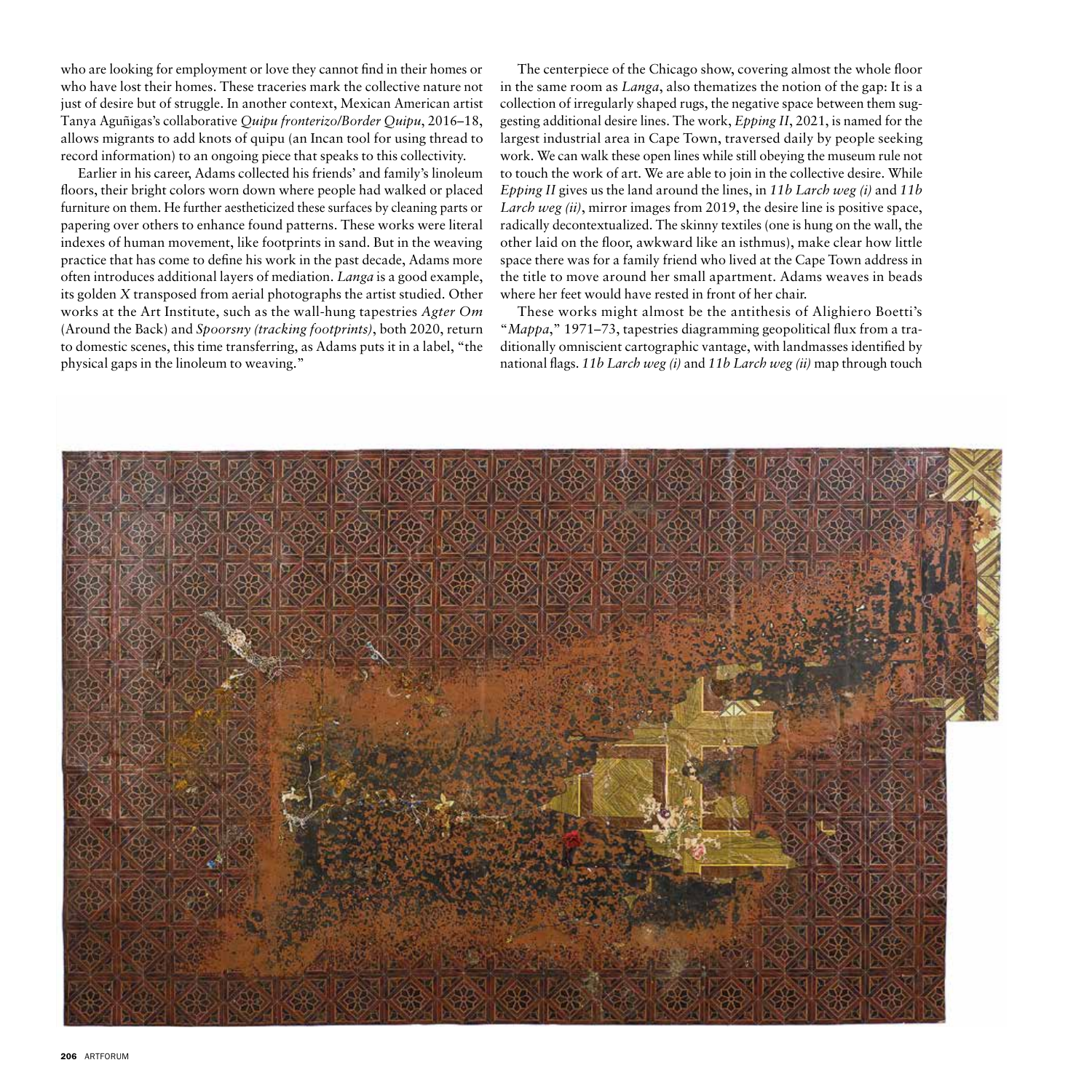who are looking for employment or love they cannot find in their homes or who have lost their homes. These traceries mark the collective nature not just of desire but of struggle. In another context, Mexican American artist Tanya Aguñigas's collaborative *Quipu fronterizo/Border Quipu*, 2016–18, allows migrants to add knots of quipu (an Incan tool for using thread to record information) to an ongoing piece that speaks to this collectivity.

Earlier in his career, Adams collected his friends' and family's linoleum floors, their bright colors worn down where people had walked or placed furniture on them. He further aestheticized these surfaces by cleaning parts or papering over others to enhance found patterns. These works were literal indexes of human movement, like footprints in sand. But in the weaving practice that has come to define his work in the past decade, Adams more often introduces additional layers of mediation. *Langa* is a good example, its golden *X* transposed from aerial photographs the artist studied. Other works at the Art Institute, such as the wall-hung tapestries *Agter Om* (Around the Back) and *Spoorsny (tracking footprints)*, both 2020, return to domestic scenes, this time transferring, as Adams puts it in a label, "the physical gaps in the linoleum to weaving."

The centerpiece of the Chicago show, covering almost the whole floor in the same room as *Langa*, also thematizes the notion of the gap: It is a collection of irregularly shaped rugs, the negative space between them suggesting additional desire lines. The work, *Epping II*, 2021, is named for the largest industrial area in Cape Town, traversed daily by people seeking work. We can walk these open lines while still obeying the museum rule not to touch the work of art. We are able to join in the collective desire. While *Epping II* gives us the land around the lines, in *11b Larch weg (i)* and *11b Larch weg (ii)*, mirror images from 2019, the desire line is positive space, radically decontextualized. The skinny textiles (one is hung on the wall, the other laid on the floor, awkward like an isthmus), make clear how little space there was for a family friend who lived at the Cape Town address in the title to move around her small apartment. Adams weaves in beads where her feet would have rested in front of her chair.

These works might almost be the antithesis of Alighiero Boetti's "*Mappa*," 1971–73, tapestries diagramming geopolitical flux from a traditionally omniscient cartographic vantage, with landmasses identified by national flags. *11b Larch weg (i)* and *11b Larch weg (ii)* map through touch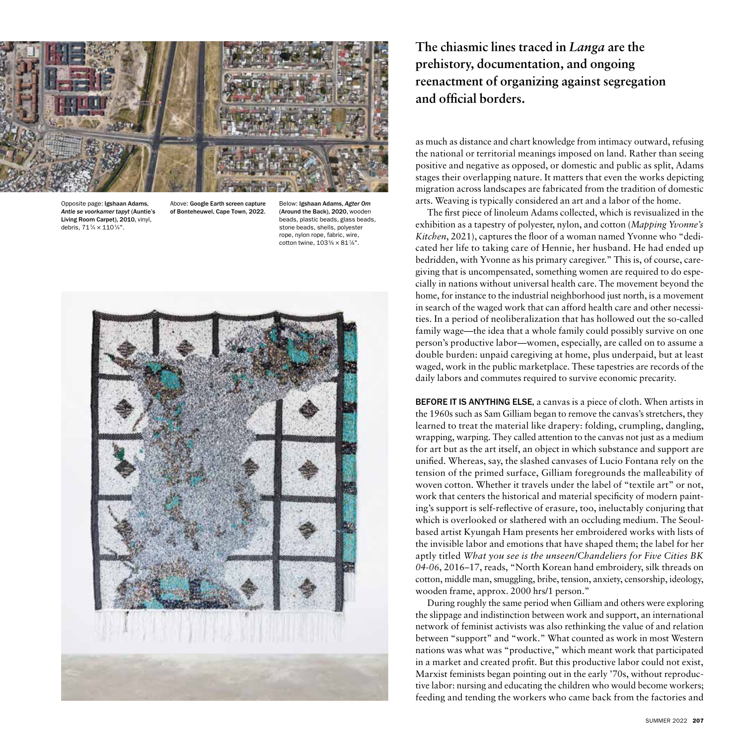Opposite page: **Igshaan Adams, *Antie se voorkamer tapyt* (Auntie's Living Room Carpet), 2010,** vinyl, debris, 71¼ × 110¼".

Above: **Google Earth screen capture of Bonteheuwel, Cape Town, 2022.**

Below: **Igshaan Adams, *Agter Om* (Around the Back), 2020,** wooden beads, plastic beads, glass beads, stone beads, shells, polyester rope, nylon rope, fabric, wire, cotton twine, 103⅝ × 81⅞".

**The chiasmic lines traced in *Langa* are the prehistory, documentation, and ongoing reenactment of organizing against segregation and official borders.**

as much as distance and chart knowledge from intimacy outward, refusing the national or territorial meanings imposed on land. Rather than seeing positive and negative as opposed, or domestic and public as split, Adams stages their overlapping nature. It matters that even the works depicting migration across landscapes are fabricated from the tradition of domestic arts. Weaving is typically considered an art and a labor of the home.

The first piece of linoleum Adams collected, which is revisualized in the exhibition as a tapestry of polyester, nylon, and cotton (*Mapping Yvonne's Kitchen*, 2021), captures the floor of a woman named Yvonne who "dedicated her life to taking care of Hennie, her husband. He had ended up bedridden, with Yvonne as his primary caregiver." This is, of course, caregiving that is uncompensated, something women are required to do especially in nations without universal health care. The movement beyond the home, for instance to the industrial neighborhood just north, is a movement in search of the waged work that can afford health care and other necessities. In a period of neoliberalization that has hollowed out the so-called family wage—the idea that a whole family could possibly survive on one person's productive labor—women, especially, are called on to assume a double burden: unpaid caregiving at home, plus underpaid, but at least waged, work in the public marketplace. These tapestries are records of the daily labors and commutes required to survive economic precarity.

**BEFORE IT IS ANYTHING ELSE**, a canvas is a piece of cloth. When artists in the 1960s such as Sam Gilliam began to remove the canvas's stretchers, they learned to treat the material like drapery: folding, crumpling, dangling, wrapping, warping. They called attention to the canvas not just as a medium for art but as the art itself, an object in which substance and support are unified. Whereas, say, the slashed canvases of Lucio Fontana rely on the tension of the primed surface, Gilliam foregrounds the malleability of woven cotton. Whether it travels under the label of "textile art" or not, work that centers the historical and material specificity of modern painting's support is self-reflective of erasure, too, ineluctably conjuring that which is overlooked or slathered with an occluding medium. The Seoul-based artist Kyungah Ham presents her embroidered works with lists of the invisible labor and emotions that have shaped them; the label for her aptly titled *What you see is the unseen/Chandeliers for Five Cities BK 04-06*, 2016–17, reads, "North Korean hand embroidery, silk threads on cotton, middle man, smuggling, bribe, tension, anxiety, censorship, ideology, wooden frame, approx. 2000 hrs/1 person."

During roughly the same period when Gilliam and others were exploring the slippage and indistinction between work and support, an international network of feminist activists was also rethinking the value of and relation between "support" and "work." What counted as work in most Western nations was what was "productive," which meant work that participated in a market and created profit. But this productive labor could not exist, Marxist feminists began pointing out in the early '70s, without reproductive labor: nursing and educating the children who would become workers; feeding and tending the workers who came back from the factories and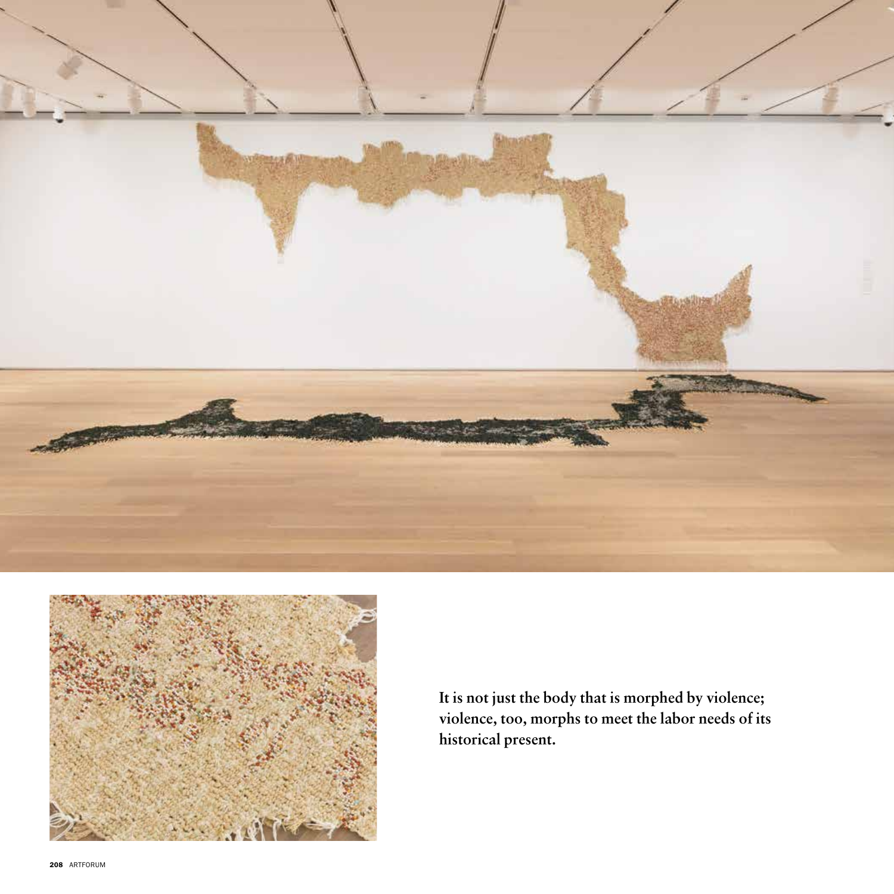**It is not just the body that is morphed by violence; violence, too, morphs to meet the labor needs of its historical present.**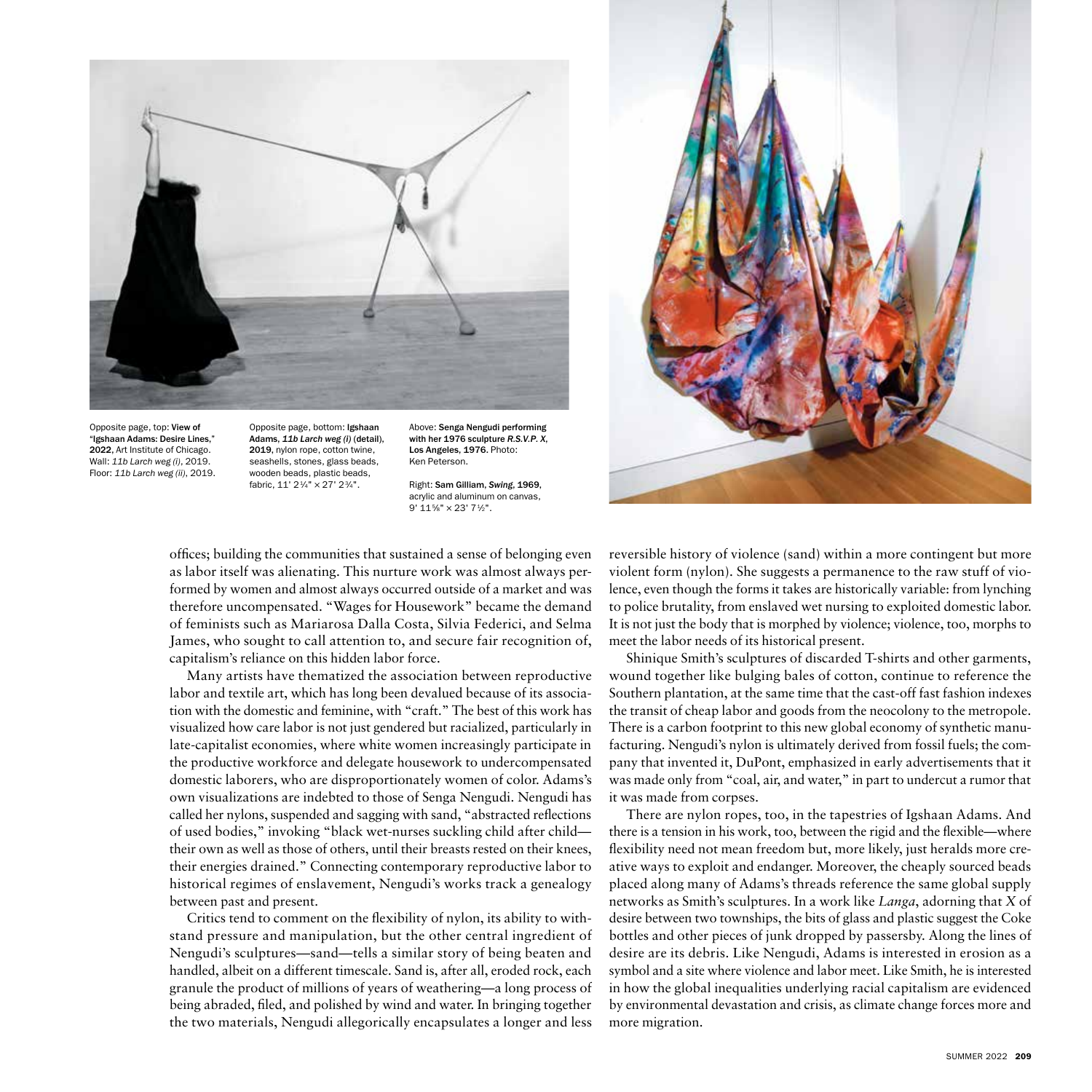Opposite page, top: **View of "Igshaan Adams: Desire Lines," 2022,** Art Institute of Chicago. Wall: *11b Larch weg (i)*, 2019. Floor: *11b Larch weg (ii)*, 2019.

Opposite page, bottom: **Igshaan Adams, *11b Larch weg (i)* (detail), 2019,** nylon rope, cotton twine, seashells, stones, glass beads, wooden beads, plastic beads, fabric, 11' 2¼" × 27' 2¾".

Above: **Senga Nengudi performing with her 1976 sculpture *R.S.V.P. X*, Los Angeles, 1976.** Photo: Ken Peterson.

Right: **Sam Gilliam, *Swing*, 1969,** acrylic and aluminum on canvas, 9' 11⅝" × 23' 7½".

offices; building the communities that sustained a sense of belonging even as labor itself was alienating. This nurture work was almost always performed by women and almost always occurred outside of a market and was therefore uncompensated. "Wages for Housework" became the demand of feminists such as Mariarosa Dalla Costa, Silvia Federici, and Selma James, who sought to call attention to, and secure fair recognition of, capitalism's reliance on this hidden labor force.

Many artists have thematized the association between reproductive labor and textile art, which has long been devalued because of its association with the domestic and feminine, with "craft." The best of this work has visualized how care labor is not just gendered but racialized, particularly in late-capitalist economies, where white women increasingly participate in the productive workforce and delegate housework to undercompensated domestic laborers, who are disproportionately women of color. Adams's own visualizations are indebted to those of Senga Nengudi. Nengudi has called her nylons, suspended and sagging with sand, "abstracted reflections of used bodies," invoking "black wet-nurses suckling child after child—their own as well as those of others, until their breasts rested on their knees, their energies drained." Connecting contemporary reproductive labor to historical regimes of enslavement, Nengudi's works track a genealogy between past and present.

Critics tend to comment on the flexibility of nylon, its ability to withstand pressure and manipulation, but the other central ingredient of Nengudi's sculptures—sand—tells a similar story of being beaten and handled, albeit on a different timescale. Sand is, after all, eroded rock, each granule the product of millions of years of weathering—a long process of being abraded, filed, and polished by wind and water. In bringing together the two materials, Nengudi allegorically encapsulates a longer and less reversible history of violence (sand) within a more contingent but more violent form (nylon). She suggests a permanence to the raw stuff of violence, even though the forms it takes are historically variable: from lynching to police brutality, from enslaved wet nursing to exploited domestic labor. It is not just the body that is morphed by violence; violence, too, morphs to meet the labor needs of its historical present.

Shinique Smith's sculptures of discarded T-shirts and other garments, wound together like bulging bales of cotton, continue to reference the Southern plantation, at the same time that the cast-off fast fashion indexes the transit of cheap labor and goods from the neocolony to the metropole. There is a carbon footprint to this new global economy of synthetic manufacturing. Nengudi's nylon is ultimately derived from fossil fuels; the company that invented it, DuPont, emphasized in early advertisements that it was made only from "coal, air, and water," in part to undercut a rumor that it was made from corpses.

There are nylon ropes, too, in the tapestries of Igshaan Adams. And there is a tension in his work, too, between the rigid and the flexible—where flexibility need not mean freedom but, more likely, just heralds more creative ways to exploit and endanger. Moreover, the cheaply sourced beads placed along many of Adams's threads reference the same global supply networks as Smith's sculptures. In a work like *Langa*, adorning that *X* of desire between two townships, the bits of glass and plastic suggest the Coke bottles and other pieces of junk dropped by passersby. Along the lines of desire are its debris. Like Nengudi, Adams is interested in erosion as a symbol and a site where violence and labor meet. Like Smith, he is interested in how the global inequalities underlying racial capitalism are evidenced by environmental devastation and crisis, as climate change forces more and more migration.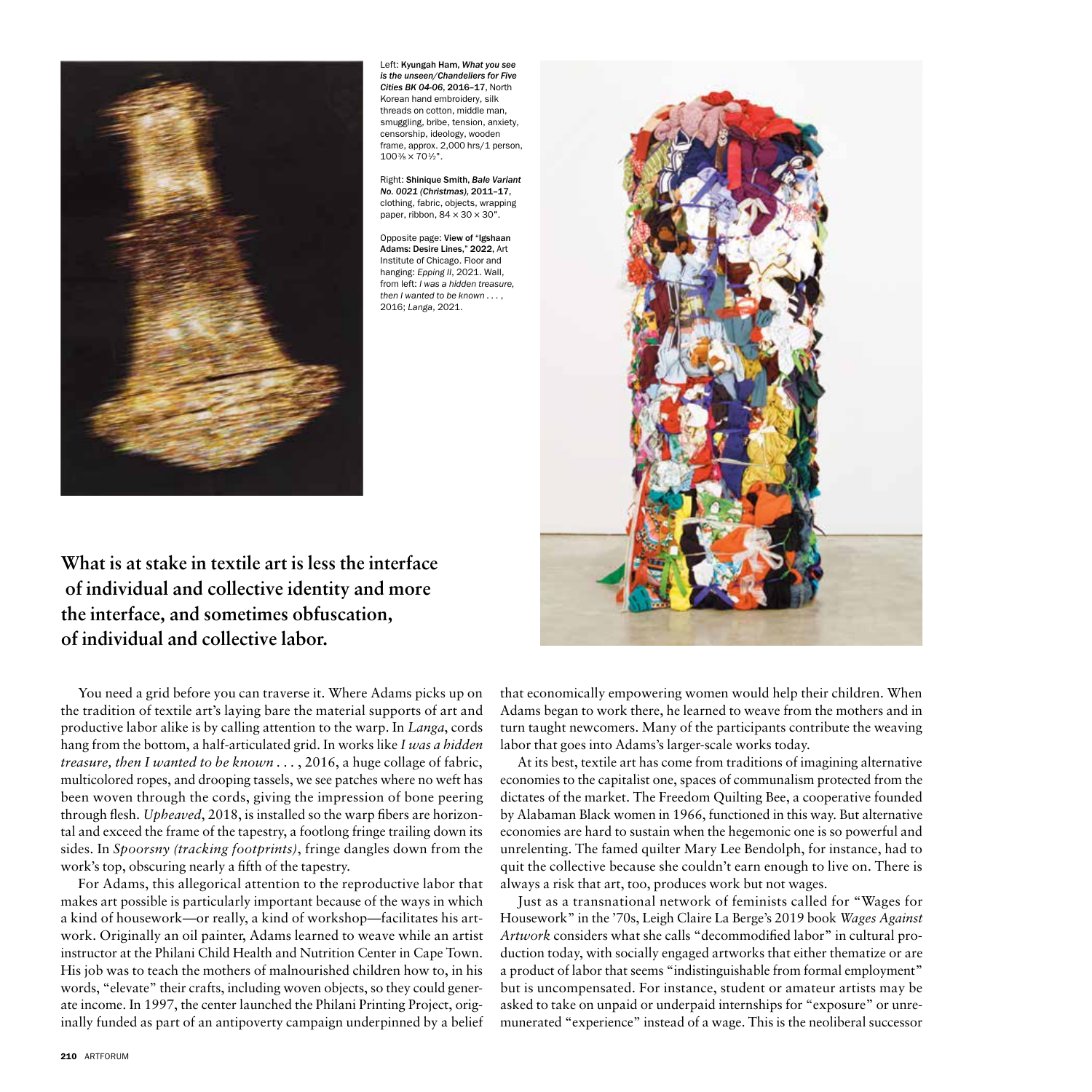Left: **Kyungah Ham, *What you see is the unseen/Chandeliers for Five Cities BK 04-06*, 2016–17**, North Korean hand embroidery, silk threads on cotton, middle man, smuggling, bribe, tension, anxiety, censorship, ideology, wooden frame, approx. 2,000 hrs/1 person, 100⅜ × 70½".

Right: **Shinique Smith, *Bale Variant No. 0021 (Christmas)*, 2011–17**, clothing, fabric, objects, wrapping paper, ribbon, 84 × 30 × 30".

Opposite page: **View of "Igshaan Adams: Desire Lines," 2022**, Art Institute of Chicago. Floor and hanging: *Epping II*, 2021. Wall, from left: *I was a hidden treasure, then I wanted to be known . . .* , 2016; *Langa*, 2021.

**What is at stake in textile art is less the interface of individual and collective identity and more the interface, and sometimes obfuscation, of individual and collective labor.**

You need a grid before you can traverse it. Where Adams picks up on the tradition of textile art's laying bare the material supports of art and productive labor alike is by calling attention to the warp. In *Langa*, cords hang from the bottom, a half-articulated grid. In works like *I was a hidden treasure, then I wanted to be known . . .* , 2016, a huge collage of fabric, multicolored ropes, and drooping tassels, we see patches where no weft has been woven through the cords, giving the impression of bone peering through flesh. *Upheaved*, 2018, is installed so the warp fibers are horizontal and exceed the frame of the tapestry, a footlong fringe trailing down its sides. In *Spoorsny (tracking footprints)*, fringe dangles down from the work's top, obscuring nearly a fifth of the tapestry.

For Adams, this allegorical attention to the reproductive labor that makes art possible is particularly important because of the ways in which a kind of housework—or really, a kind of workshop—facilitates his artwork. Originally an oil painter, Adams learned to weave while an artist instructor at the Philani Child Health and Nutrition Center in Cape Town. His job was to teach the mothers of malnourished children how to, in his words, "elevate" their crafts, including woven objects, so they could generate income. In 1997, the center launched the Philani Printing Project, originally funded as part of an antipoverty campaign underpinned by a belief that economically empowering women would help their children. When Adams began to work there, he learned to weave from the mothers and in turn taught newcomers. Many of the participants contribute the weaving labor that goes into Adams's larger-scale works today.

At its best, textile art has come from traditions of imagining alternative economies to the capitalist one, spaces of communalism protected from the dictates of the market. The Freedom Quilting Bee, a cooperative founded by Alabaman Black women in 1966, functioned in this way. But alternative economies are hard to sustain when the hegemonic one is so powerful and unrelenting. The famed quilter Mary Lee Bendolph, for instance, had to quit the collective because she couldn't earn enough to live on. There is always a risk that art, too, produces work but not wages.

Just as a transnational network of feminists called for "Wages for Housework" in the '70s, Leigh Claire La Berge's 2019 book *Wages Against Artwork* considers what she calls "decommodified labor" in cultural production today, with socially engaged artworks that either thematize or are a product of labor that seems "indistinguishable from formal employment" but is uncompensated. For instance, student or amateur artists may be asked to take on unpaid or underpaid internships for "exposure" or unremunerated "experience" instead of a wage. This is the neoliberal successor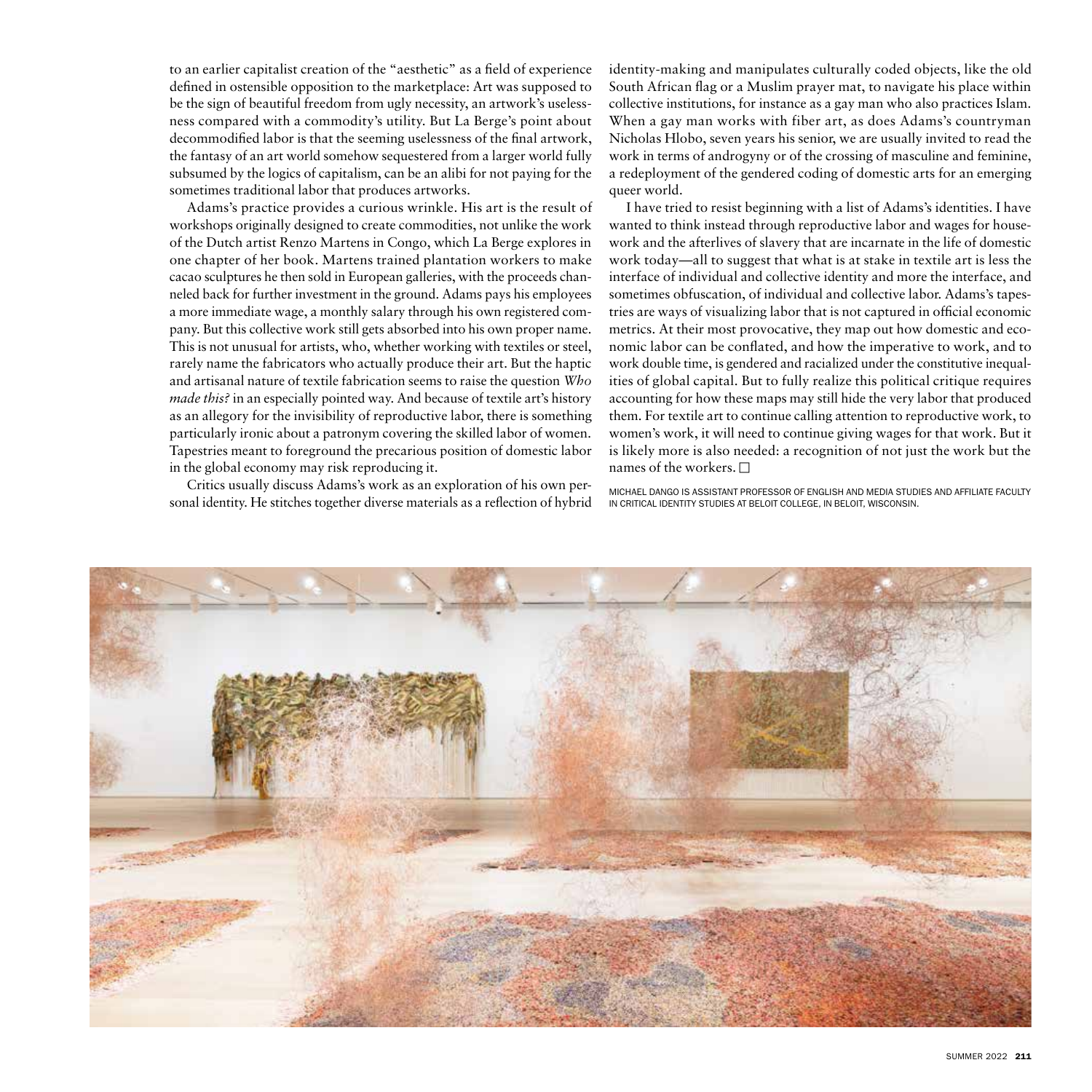to an earlier capitalist creation of the "aesthetic" as a field of experience defined in ostensible opposition to the marketplace: Art was supposed to be the sign of beautiful freedom from ugly necessity, an artwork's uselessness compared with a commodity's utility. But La Berge's point about decommodified labor is that the seeming uselessness of the final artwork, the fantasy of an art world somehow sequestered from a larger world fully subsumed by the logics of capitalism, can be an alibi for not paying for the sometimes traditional labor that produces artworks.

Adams's practice provides a curious wrinkle. His art is the result of workshops originally designed to create commodities, not unlike the work of the Dutch artist Renzo Martens in Congo, which La Berge explores in one chapter of her book. Martens trained plantation workers to make cacao sculptures he then sold in European galleries, with the proceeds channeled back for further investment in the ground. Adams pays his employees a more immediate wage, a monthly salary through his own registered company. But this collective work still gets absorbed into his own proper name. This is not unusual for artists, who, whether working with textiles or steel, rarely name the fabricators who actually produce their art. But the haptic and artisanal nature of textile fabrication seems to raise the question *Who made this?* in an especially pointed way. And because of textile art's history as an allegory for the invisibility of reproductive labor, there is something particularly ironic about a patronym covering the skilled labor of women. Tapestries meant to foreground the precarious position of domestic labor in the global economy may risk reproducing it.

Critics usually discuss Adams's work as an exploration of his own personal identity. He stitches together diverse materials as a reflection of hybrid identity-making and manipulates culturally coded objects, like the old South African flag or a Muslim prayer mat, to navigate his place within collective institutions, for instance as a gay man who also practices Islam. When a gay man works with fiber art, as does Adams's countryman Nicholas Hlobo, seven years his senior, we are usually invited to read the work in terms of androgyny or of the crossing of masculine and feminine, a redeployment of the gendered coding of domestic arts for an emerging queer world.

I have tried to resist beginning with a list of Adams's identities. I have wanted to think instead through reproductive labor and wages for housework and the afterlives of slavery that are incarnate in the life of domestic work today—all to suggest that what is at stake in textile art is less the interface of individual and collective identity and more the interface, and sometimes obfuscation, of individual and collective labor. Adams's tapestries are ways of visualizing labor that is not captured in official economic metrics. At their most provocative, they map out how domestic and economic labor can be conflated, and how the imperative to work, and to work double time, is gendered and racialized under the constitutive inequalities of global capital. But to fully realize this political critique requires accounting for how these maps may still hide the very labor that produced them. For textile art to continue calling attention to reproductive work, to women's work, it will need to continue giving wages for that work. But it is likely more is also needed: a recognition of not just the work but the names of the workers. □

MICHAEL DANGO IS ASSISTANT PROFESSOR OF ENGLISH AND MEDIA STUDIES AND AFFILIATE FACULTY IN CRITICAL IDENTITY STUDIES AT BELOIT COLLEGE, IN BELOIT, WISCONSIN.